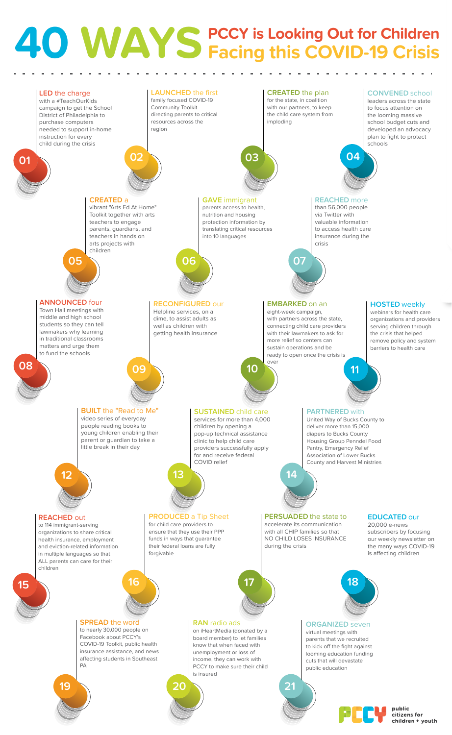# 40 WAYS PCCY is Looking Out for Children Facing this COVID-19 Crisis

**01** **LED** the charge with a #TeachOurKids campaign to get the School District of Philadelphia to purchase computers needed to support in-home instruction for every child during the crisis

**02** **LAUNCHED** the first family focused COVID-19 Community Toolkit directing parents to critical resources across the region

**03** **CREATED** the plan for the state, in coalition with our partners, to keep the child care system from imploding

**04** **CONVENED** school leaders across the state to focus attention on the looming massive school budget cuts and developed an advocacy plan to fight to protect schools

**05** **CREATED** a vibrant "Arts Ed At Home" Toolkit together with arts teachers to engage parents, guardians, and teachers in hands on arts projects with children

**06** **GAVE** immigrant parents access to health, nutrition and housing protection information by translating critical resources into 10 languages

**07** **REACHED** more than 56,000 people via Twitter with valuable information to access health care insurance during the crisis

**08** **ANNOUNCED** four Town Hall meetings with middle and high school students so they can tell lawmakers why learning in traditional classrooms matters and urge them to fund the schools

**09** **RECONFIGURED** our Helpline services, on a dime, to assist adults as well as children with getting health insurance

**10** **EMBARKED** on an eight-week campaign, with partners across the state, connecting child care providers with their lawmakers to ask for more relief so centers can sustain operations and be ready to open once the crisis is over

**11** **HOSTED** weekly webinars for health care organizations and providers serving children through the crisis that helped remove policy and system barriers to health care

**12** **BUILT** the "Read to Me" video series of everyday people reading books to young children enabling their parent or guardian to take a little break in their day

**13** **SUSTAINED** child care services for more than 4,000 children by opening a pop-up technical assistance clinic to help child care providers successfully apply for and receive federal COVID relief

**14** **PARTNERED** with United Way of Bucks County to deliver more than 15,000 diapers to Bucks County Housing Group Penndel Food Pantry, Emergency Relief Association of Lower Bucks County and Harvest Ministries

**15** **REACHED** out to 114 immigrant-serving organizations to share critical health insurance, employment and eviction-related information in multiple languages so that ALL parents can care for their children

**16** **PRODUCED** a Tip Sheet for child care providers to ensure that they use their PPP funds in ways that guarantee their federal loans are fully forgivable

**17** **PERSUADED** the state to accelerate its communication with all CHIP families so that NO CHILD LOSES INSURANCE during the crisis

**18** **EDUCATED** our 20,000 e-news subscribers by focusing our weekly newsletter on the many ways COVID-19 is affecting children

**19** **SPREAD** the word to nearly 30,000 people on Facebook about PCCY's COVID-19 Toolkit, public health insurance assistance, and news affecting students in Southeast PA

**20** **RAN** radio ads on iHeartMedia (donated by a board member) to let families know that when faced with unemployment or loss of income, they can work with PCCY to make sure their child is insured

**21** **ORGANIZED** seven virtual meetings with parents that we recruited to kick off the fight against looming education funding cuts that will devastate public education

PCCY public citizens for children + youth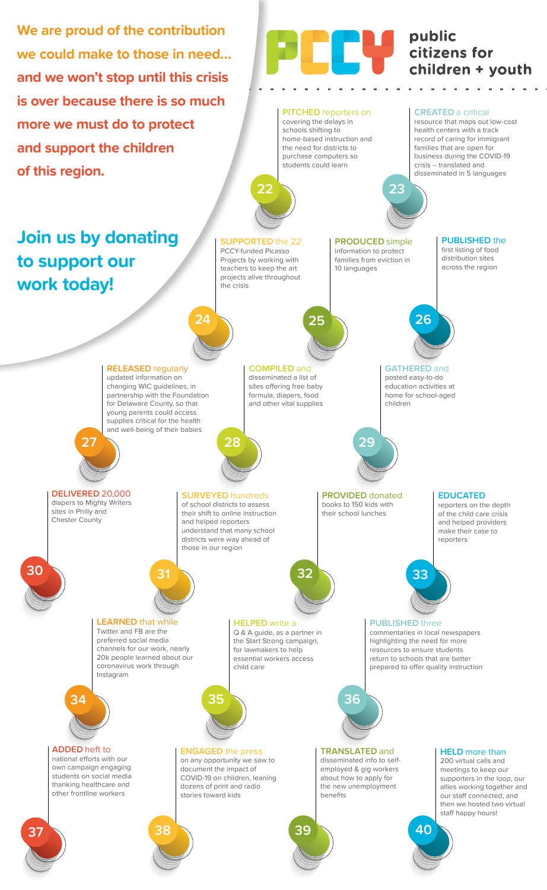**We are proud of the contribution we could make to those in need... and we won't stop until this crisis is over because there is so much more we must do to protect and support the children of this region.**

# PCCY public citizens for children + youth

## Join us by donating to support our work today!

**22** **PITCHED** reporters on covering the delays in schools shifting to home-based instruction and the need for districts to purchase computers so students could learn

**23** **CREATED** a critical resource that maps out low-cost health centers with a track record of caring for immigrant families that are open for business during the COVID-19 crisis – translated and disseminated in 5 languages

**24** **SUPPORTED** the 22 PCCY-funded Picasso Projects by working with teachers to keep the art projects alive throughout the crisis

**25** **PRODUCED** simple information to protect families from eviction in 10 languages

**26** **PUBLISHED** the first listing of food distribution sites across the region

**27** **RELEASED** regularly updated information on changing WIC guidelines, in partnership with the Foundation for Delaware County, so that young parents could access supplies critical for the health and well-being of their babies

**28** **COMPILED** and disseminated a list of sites offering free baby formula, diapers, food and other vital supplies

**29** **GATHERED** and posted easy-to-do education activities at home for school-aged children

**30** **DELIVERED** 20,000 diapers to Mighty Writers sites in Philly and Chester County

**31** **SURVEYED** hundreds of school districts to assess their shift to online instruction and helped reporters understand that many school districts were way ahead of those in our region

**32** **PROVIDED** donated books to 150 kids with their school lunches

**33** **EDUCATED** reporters on the depth of the child care crisis and helped providers make their case to reporters

**34** **LEARNED** that while Twitter and FB are the preferred social media channels for our work, nearly 20k people learned about our coronavirus work through Instagram

**35** **HELPED** write a Q & A guide, as a partner in the Start Strong campaign, for lawmakers to help essential workers access child care

**36** **PUBLISHED** three commentaries in local newspapers highlighting the need for more resources to ensure students return to schools that are better prepared to offer quality instruction

**37** **ADDED** heft to national efforts with our own campaign engaging students on social media thanking healthcare and other frontline workers

**38** **ENGAGED** the press on any opportunity we saw to document the impact of COVID-19 on children, leaning dozens of print and radio stories toward kids

**39** **TRANSLATED** and disseminated info to self-employed & gig workers about how to apply for the new unemployment benefits

**40** **HELD** more than 200 virtual calls and meetings to keep our supporters in the loop, our allies working together and our staff connected, and then we hosted two virtual staff happy hours!